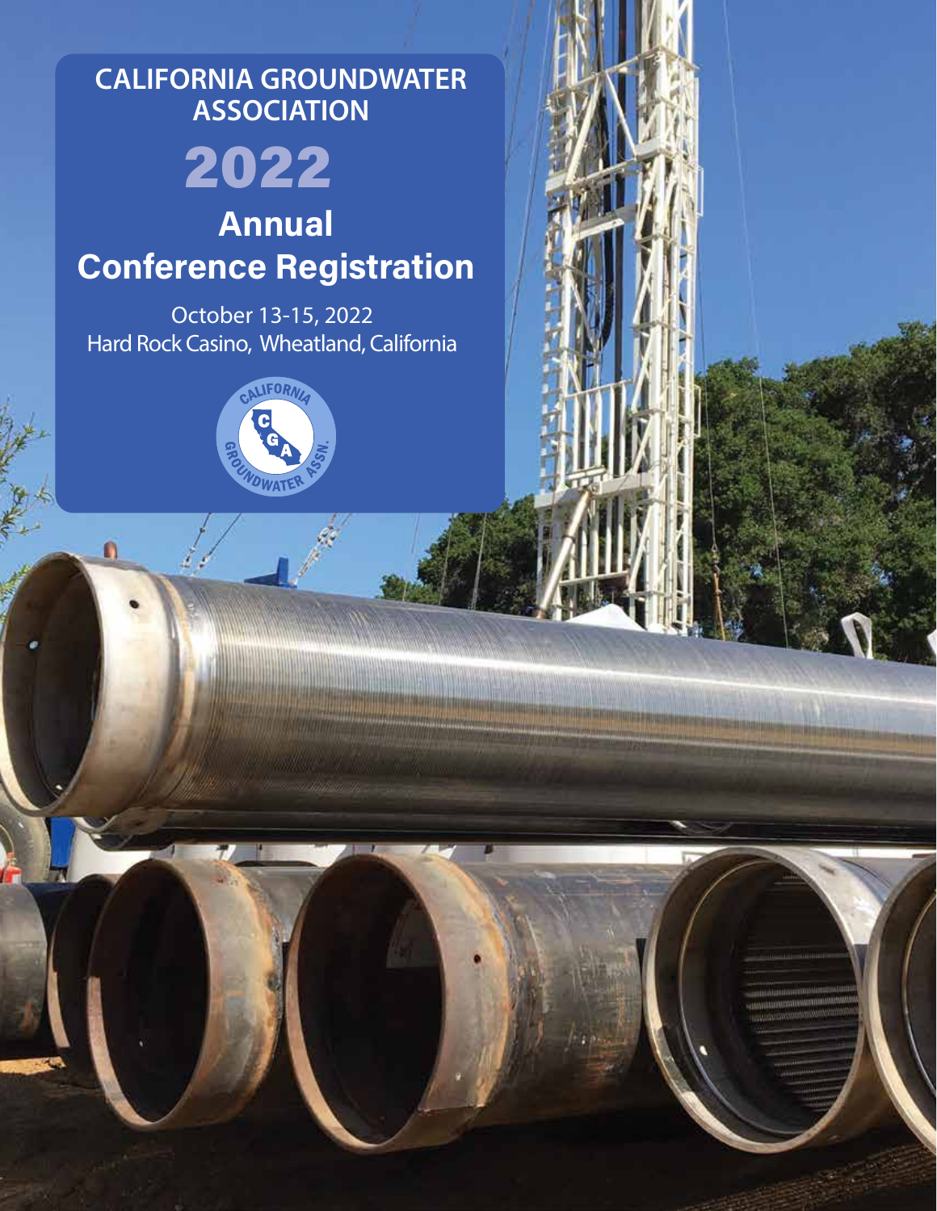# CALIFORNIA GROUNDWATER ASSOCIATION

# 2022

## Annual Conference Registration

October 13-15, 2022
Hard Rock Casino, Wheatland, California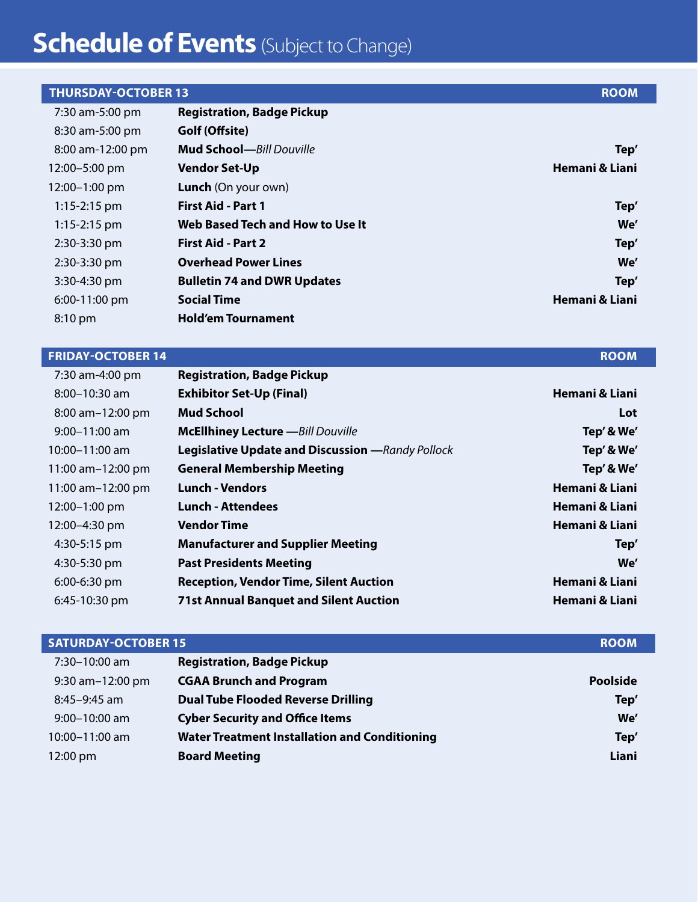# Schedule of Events (Subject to Change)

| THURSDAY-OCTOBER 13 | | ROOM |
|---|---|---|
| 7:30 am-5:00 pm | **Registration, Badge Pickup** | |
| 8:30 am-5:00 pm | **Golf (Offsite)** | |
| 8:00 am-12:00 pm | **Mud School—***Bill Douville* | **Tep'** |
| 12:00–5:00 pm | **Vendor Set-Up** | **Hemani & Liani** |
| 12:00–1:00 pm | **Lunch** (On your own) | |
| 1:15-2:15 pm | **First Aid - Part 1** | **Tep'** |
| 1:15-2:15 pm | **Web Based Tech and How to Use It** | **We'** |
| 2:30-3:30 pm | **First Aid - Part 2** | **Tep'** |
| 2:30-3:30 pm | **Overhead Power Lines** | **We'** |
| 3:30-4:30 pm | **Bulletin 74 and DWR Updates** | **Tep'** |
| 6:00-11:00 pm | **Social Time** | **Hemani & Liani** |
| 8:10 pm | **Hold'em Tournament** | |

| FRIDAY-OCTOBER 14 | | ROOM |
|---|---|---|
| 7:30 am-4:00 pm | **Registration, Badge Pickup** | |
| 8:00–10:30 am | **Exhibitor Set-Up (Final)** | **Hemani & Liani** |
| 8:00 am–12:00 pm | **Mud School** | **Lot** |
| 9:00–11:00 am | **McEllhiney Lecture —***Bill Douville* | **Tep' & We'** |
| 10:00–11:00 am | **Legislative Update and Discussion —***Randy Pollock* | **Tep' & We'** |
| 11:00 am–12:00 pm | **General Membership Meeting** | **Tep' & We'** |
| 11:00 am–12:00 pm | **Lunch - Vendors** | **Hemani & Liani** |
| 12:00–1:00 pm | **Lunch - Attendees** | **Hemani & Liani** |
| 12:00–4:30 pm | **Vendor Time** | **Hemani & Liani** |
| 4:30-5:15 pm | **Manufacturer and Supplier Meeting** | **Tep'** |
| 4:30-5:30 pm | **Past Presidents Meeting** | **We'** |
| 6:00-6:30 pm | **Reception, Vendor Time, Silent Auction** | **Hemani & Liani** |
| 6:45-10:30 pm | **71st Annual Banquet and Silent Auction** | **Hemani & Liani** |

| SATURDAY-OCTOBER 15 | | ROOM |
|---|---|---|
| 7:30–10:00 am | **Registration, Badge Pickup** | |
| 9:30 am–12:00 pm | **CGAA Brunch and Program** | **Poolside** |
| 8:45–9:45 am | **Dual Tube Flooded Reverse Drilling** | **Tep'** |
| 9:00–10:00 am | **Cyber Security and Office Items** | **We'** |
| 10:00–11:00 am | **Water Treatment Installation and Conditioning** | **Tep'** |
| 12:00 pm | **Board Meeting** | **Liani** |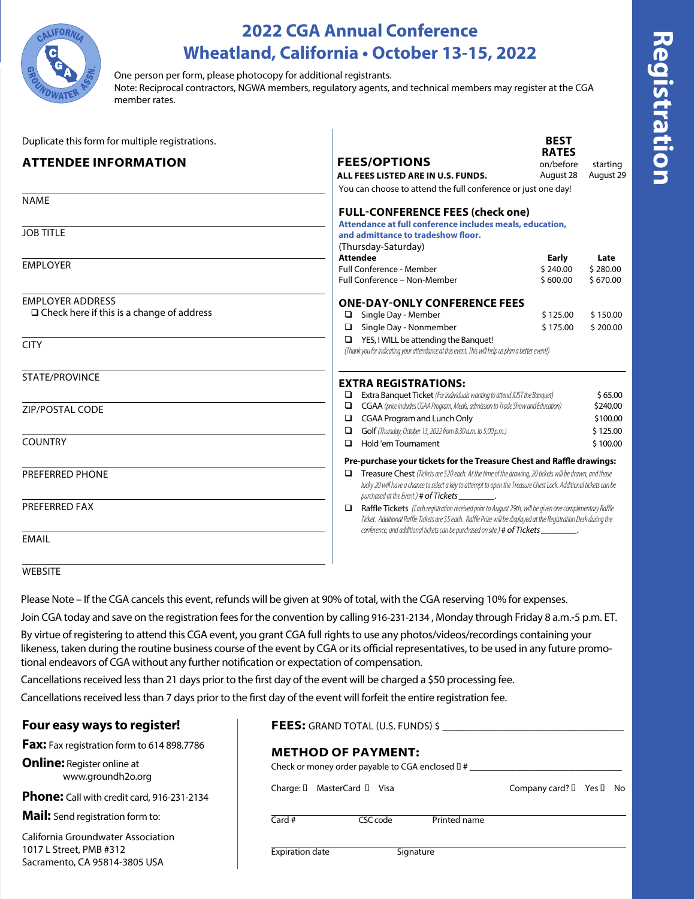# 2022 CGA Annual Conference
## Wheatland, California • October 13-15, 2022

One person per form, please photocopy for additional registrants.
Note: Reciprocal contractors, NGWA members, regulatory agents, and technical members may register at the CGA member rates.

Registration

Duplicate this form for multiple registrations.

## ATTENDEE INFORMATION

NAME

JOB TITLE

EMPLOYER

EMPLOYER ADDRESS
❑ Check here if this is a change of address

CITY

STATE/PROVINCE

ZIP/POSTAL CODE

COUNTRY

PREFERRED PHONE

PREFERRED FAX

EMAIL

WEBSITE

## FEES/OPTIONS

**ALL FEES LISTED ARE IN U.S. FUNDS.**

**BEST RATES** on/before August 28 — starting August 29

You can choose to attend the full conference or just one day!

### FULL-CONFERENCE FEES (check one)

**Attendance at full conference includes meals, education, and admittance to tradeshow floor.**

(Thursday-Saturday)

| Attendee | Early | Late |
|---|---|---|
| Full Conference - Member | $ 240.00 | $ 280.00 |
| Full Conference – Non-Member | $ 600.00 | $ 670.00 |

### ONE-DAY-ONLY CONFERENCE FEES

| | | |
|---|---|---|
| ❑ Single Day - Member | $ 125.00 | $ 150.00 |
| ❑ Single Day - Nonmember | $ 175.00 | $ 200.00 |

❑ YES, I WILL be attending the Banquet!
*(Thank you for indicating your attendance at this event. This will help us plan a better event!)*

### EXTRA REGISTRATIONS:

| | |
|---|---|
| ❑ Extra Banquet Ticket *(For individuals wanting to attend JUST the Banquet)* | $ 65.00 |
| ❑ CGAA *(price includes CGAA Program, Meals, admission to Trade Show and Education)* | $240.00 |
| ❑ CGAA Program and Lunch Only | $100.00 |
| ❑ Golf *(Thursday, October 13, 2022 from 8:30 a.m. to 5:00 p.m.)* | $ 125.00 |
| ❑ Hold 'em Tournament | $ 100.00 |

**Pre-purchase your tickets for the Treasure Chest and Raffle drawings:**

❑ Treasure Chest *(Tickets are $20 each. At the time of the drawing, 20 tickets will be drawn, and those lucky 20 will have a chance to select a key to attempt to open the Treasure Chest Lock. Additional tickets can be purchased at the Event.)* *# of Tickets* ________.

❑ Raffle Tickets *(Each registration received prior to August 29th, will be given one complimentary Raffle Ticket. Additional Raffle Tickets are $5 each. Raffle Prize will be displayed at the Registration Desk during the conference, and additional tickets can be purchased on site.)* *# of Tickets* ________.

Please Note – If the CGA cancels this event, refunds will be given at 90% of total, with the CGA reserving 10% for expenses.

Join CGA today and save on the registration fees for the convention by calling 916-231-2134 , Monday through Friday 8 a.m.-5 p.m. ET.

By virtue of registering to attend this CGA event, you grant CGA full rights to use any photos/videos/recordings containing your likeness, taken during the routine business course of the event by CGA or its official representatives, to be used in any future promotional endeavors of CGA without any further notification or expectation of compensation.

Cancellations received less than 21 days prior to the first day of the event will be charged a $50 processing fee.

Cancellations received less than 7 days prior to the first day of the event will forfeit the entire registration fee.

## Four easy ways to register!

**Fax:** Fax registration form to 614 898.7786

**Online:** Register online at www.groundh2o.org

**Phone:** Call with credit card, 916-231-2134

**Mail:** Send registration form to:

California Groundwater Association
1017 L Street, PMB #312
Sacramento, CA 95814-3805 USA

**FEES:** GRAND TOTAL (U.S. FUNDS) $ ____________________

## METHOD OF PAYMENT:

Check or money order payable to CGA enclosed ❑ # ____________________

Charge: ❑ MasterCard ❑ Visa — Company card? ❑ Yes ❑ No

Card # — CSC code — Printed name

Expiration date — Signature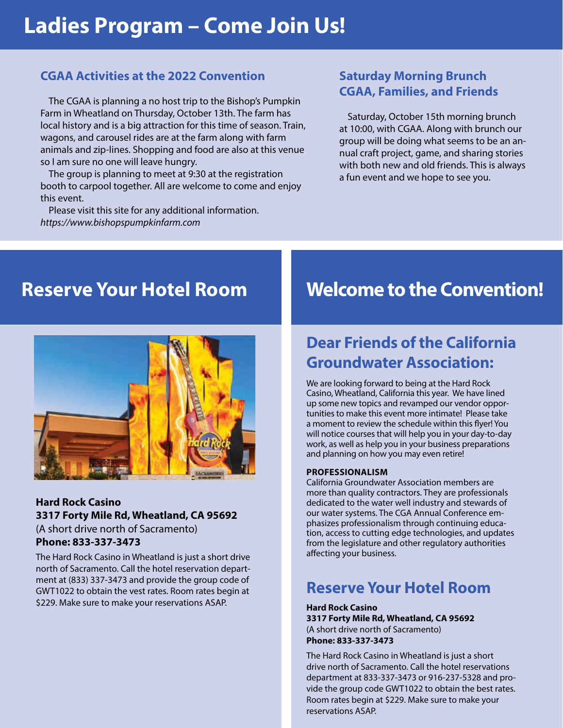# Ladies Program – Come Join Us!

### CGAA Activities at the 2022 Convention

The CGAA is planning a no host trip to the Bishop's Pumpkin Farm in Wheatland on Thursday, October 13th. The farm has local history and is a big attraction for this time of season. Train, wagons, and carousel rides are at the farm along with farm animals and zip-lines. Shopping and food are also at this venue so I am sure no one will leave hungry.

The group is planning to meet at 9:30 at the registration booth to carpool together. All are welcome to come and enjoy this event.

Please visit this site for any additional information. *https://www.bishopspumpkinfarm.com*

### Saturday Morning Brunch CGAA, Families, and Friends

Saturday, October 15th morning brunch at 10:00, with CGAA. Along with brunch our group will be doing what seems to be an annual craft project, game, and sharing stories with both new and old friends. This is always a fun event and we hope to see you.

# Reserve Your Hotel Room

**Hard Rock Casino**
**3317 Forty Mile Rd, Wheatland, CA 95692**
(A short drive north of Sacramento)
**Phone: 833-337-3473**

The Hard Rock Casino in Wheatland is just a short drive north of Sacramento. Call the hotel reservation department at (833) 337-3473 and provide the group code of GWT1022 to obtain the vest rates. Room rates begin at $229. Make sure to make your reservations ASAP.

# Welcome to the Convention!

## Dear Friends of the California Groundwater Association:

We are looking forward to being at the Hard Rock Casino, Wheatland, California this year. We have lined up some new topics and revamped our vendor opportunities to make this event more intimate! Please take a moment to review the schedule within this flyer! You will notice courses that will help you in your day-to-day work, as well as help you in your business preparations and planning on how you may even retire!

**PROFESSIONALISM**
California Groundwater Association members are more than quality contractors. They are professionals dedicated to the water well industry and stewards of our water systems. The CGA Annual Conference emphasizes professionalism through continuing education, access to cutting edge technologies, and updates from the legislature and other regulatory authorities affecting your business.

## Reserve Your Hotel Room

**Hard Rock Casino**
**3317 Forty Mile Rd, Wheatland, CA 95692**
(A short drive north of Sacramento)
**Phone: 833-337-3473**

The Hard Rock Casino in Wheatland is just a short drive north of Sacramento. Call the hotel reservations department at 833-337-3473 or 916-237-5328 and provide the group code GWT1022 to obtain the best rates. Room rates begin at $229. Make sure to make your reservations ASAP.